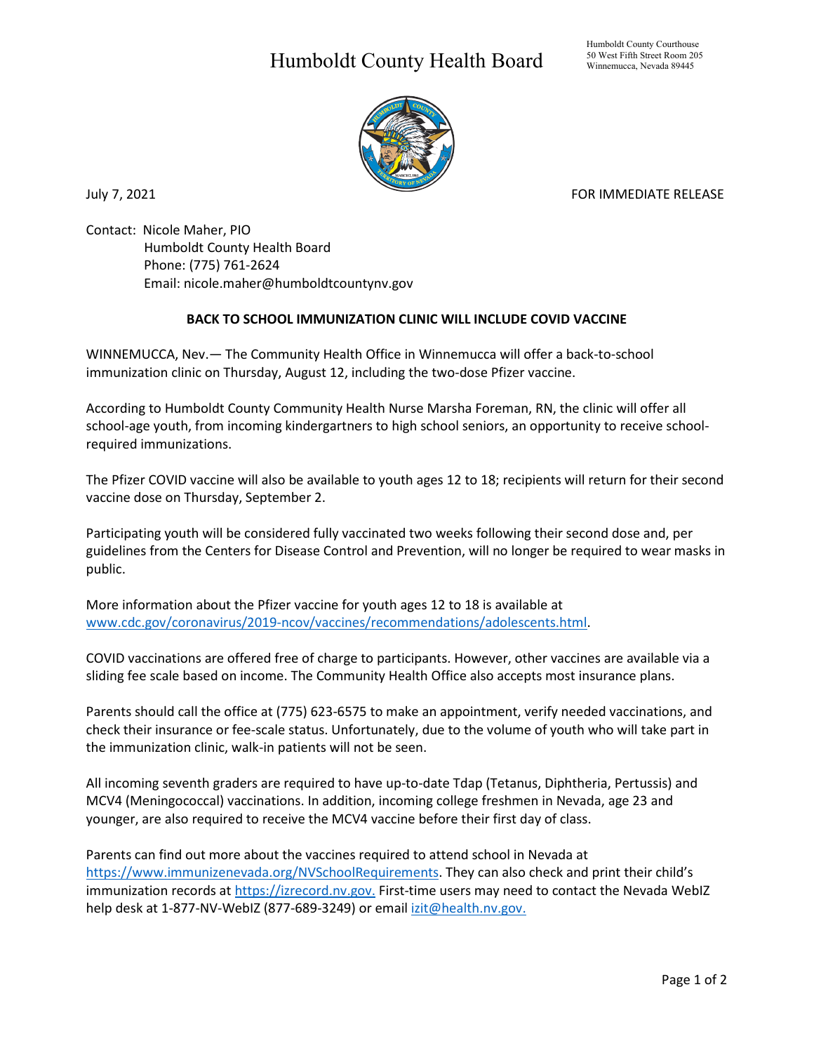# Humboldt County Health Board

Humboldt County Courthouse
50 West Fifth Street Room 205
Winnemucca, Nevada 89445

July 7, 2021

FOR IMMEDIATE RELEASE

Contact: Nicole Maher, PIO
Humboldt County Health Board
Phone: (775) 761-2624
Email: nicole.maher@humboldtcountynv.gov

**BACK TO SCHOOL IMMUNIZATION CLINIC WILL INCLUDE COVID VACCINE**

WINNEMUCCA, Nev.— The Community Health Office in Winnemucca will offer a back-to-school immunization clinic on Thursday, August 12, including the two-dose Pfizer vaccine.

According to Humboldt County Community Health Nurse Marsha Foreman, RN, the clinic will offer all school-age youth, from incoming kindergartners to high school seniors, an opportunity to receive school-required immunizations.

The Pfizer COVID vaccine will also be available to youth ages 12 to 18; recipients will return for their second vaccine dose on Thursday, September 2.

Participating youth will be considered fully vaccinated two weeks following their second dose and, per guidelines from the Centers for Disease Control and Prevention, will no longer be required to wear masks in public.

More information about the Pfizer vaccine for youth ages 12 to 18 is available at [www.cdc.gov/coronavirus/2019-ncov/vaccines/recommendations/adolescents.html](www.cdc.gov/coronavirus/2019-ncov/vaccines/recommendations/adolescents.html).

COVID vaccinations are offered free of charge to participants. However, other vaccines are available via a sliding fee scale based on income. The Community Health Office also accepts most insurance plans.

Parents should call the office at (775) 623-6575 to make an appointment, verify needed vaccinations, and check their insurance or fee-scale status. Unfortunately, due to the volume of youth who will take part in the immunization clinic, walk-in patients will not be seen.

All incoming seventh graders are required to have up-to-date Tdap (Tetanus, Diphtheria, Pertussis) and MCV4 (Meningococcal) vaccinations. In addition, incoming college freshmen in Nevada, age 23 and younger, are also required to receive the MCV4 vaccine before their first day of class.

Parents can find out more about the vaccines required to attend school in Nevada at [https://www.immunizenevada.org/NVSchoolRequirements](https://www.immunizenevada.org/NVSchoolRequirements). They can also check and print their child's immunization records at [https://izrecord.nv.gov.](https://izrecord.nv.gov) First-time users may need to contact the Nevada WebIZ help desk at 1-877-NV-WebIZ (877-689-3249) or email [izit@health.nv.gov.](mailto:izit@health.nv.gov)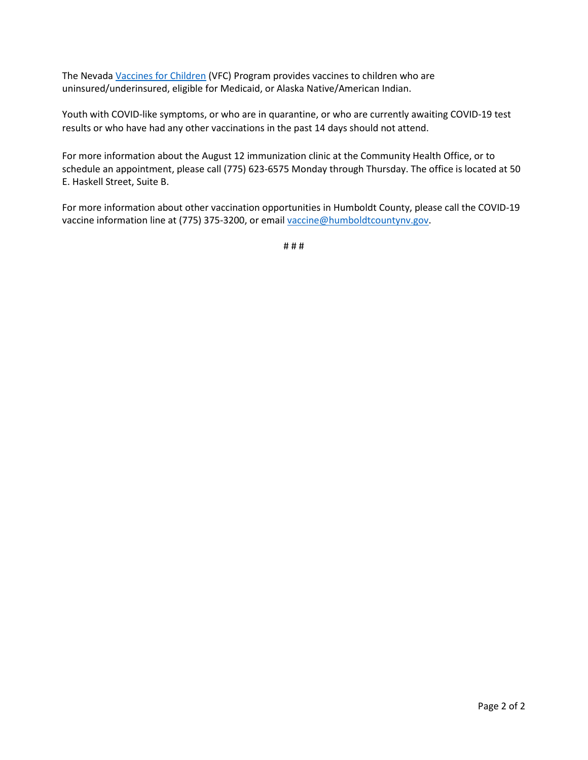The Nevada [Vaccines for Children](Vaccines for Children) (VFC) Program provides vaccines to children who are uninsured/underinsured, eligible for Medicaid, or Alaska Native/American Indian.

Youth with COVID-like symptoms, or who are in quarantine, or who are currently awaiting COVID-19 test results or who have had any other vaccinations in the past 14 days should not attend.

For more information about the August 12 immunization clinic at the Community Health Office, or to schedule an appointment, please call (775) 623-6575 Monday through Thursday. The office is located at 50 E. Haskell Street, Suite B.

For more information about other vaccination opportunities in Humboldt County, please call the COVID-19 vaccine information line at (775) 375-3200, or email vaccine@humboldtcountynv.gov.

# # #